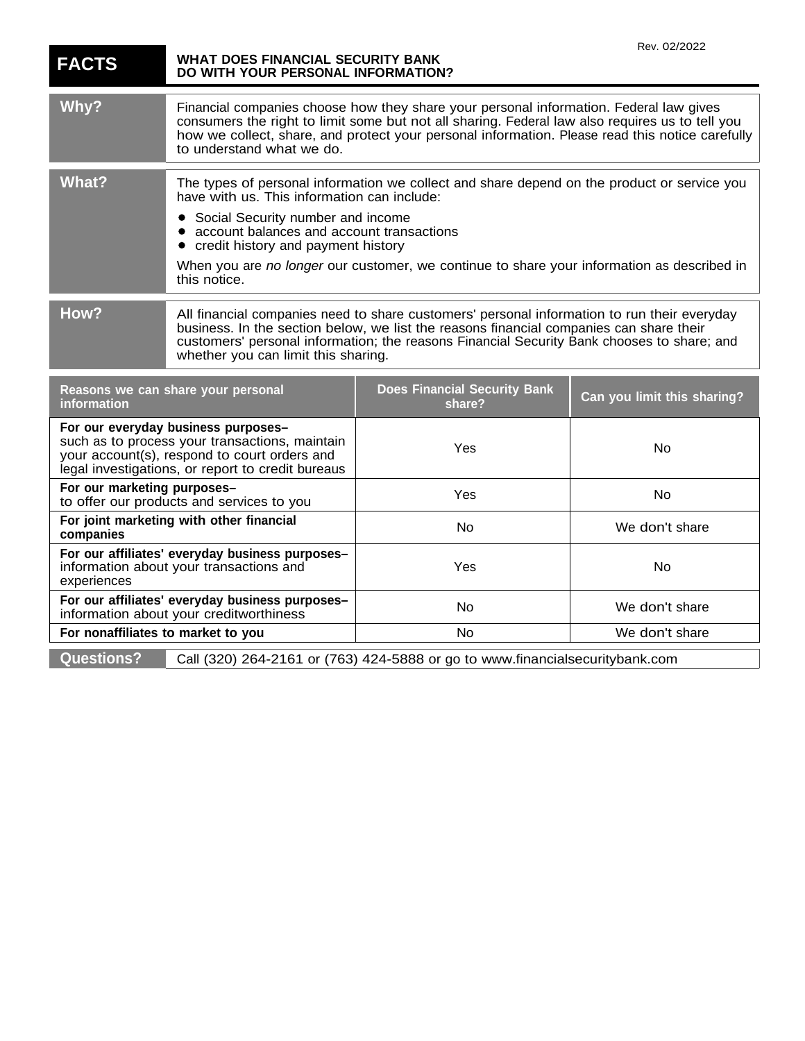Rev. 02/2022

# FACTS — WHAT DOES FINANCIAL SECURITY BANK DO WITH YOUR PERSONAL INFORMATION?

**Why?**

Financial companies choose how they share your personal information. Federal law gives consumers the right to limit some but not all sharing. Federal law also requires us to tell you how we collect, share, and protect your personal information. Please read this notice carefully to understand what we do.

**What?**

The types of personal information we collect and share depend on the product or service you have with us. This information can include:

- Social Security number and income
- account balances and account transactions
- credit history and payment history

When you are *no longer* our customer, we continue to share your information as described in this notice.

**How?**

All financial companies need to share customers' personal information to run their everyday business. In the section below, we list the reasons financial companies can share their customers' personal information; the reasons Financial Security Bank chooses to share; and whether you can limit this sharing.

| Reasons we can share your personal information | Does Financial Security Bank share? | Can you limit this sharing? |
|---|---|---|
| **For our everyday business purposes–** such as to process your transactions, maintain your account(s), respond to court orders and legal investigations, or report to credit bureaus | Yes | No |
| **For our marketing purposes–** to offer our products and services to you | Yes | No |
| **For joint marketing with other financial companies** | No | We don't share |
| **For our affiliates' everyday business purposes–** information about your transactions and experiences | Yes | No |
| **For our affiliates' everyday business purposes–** information about your creditworthiness | No | We don't share |
| **For nonaffiliates to market to you** | No | We don't share |

**Questions?** Call (320) 264-2161 or (763) 424-5888 or go to www.financialsecuritybank.com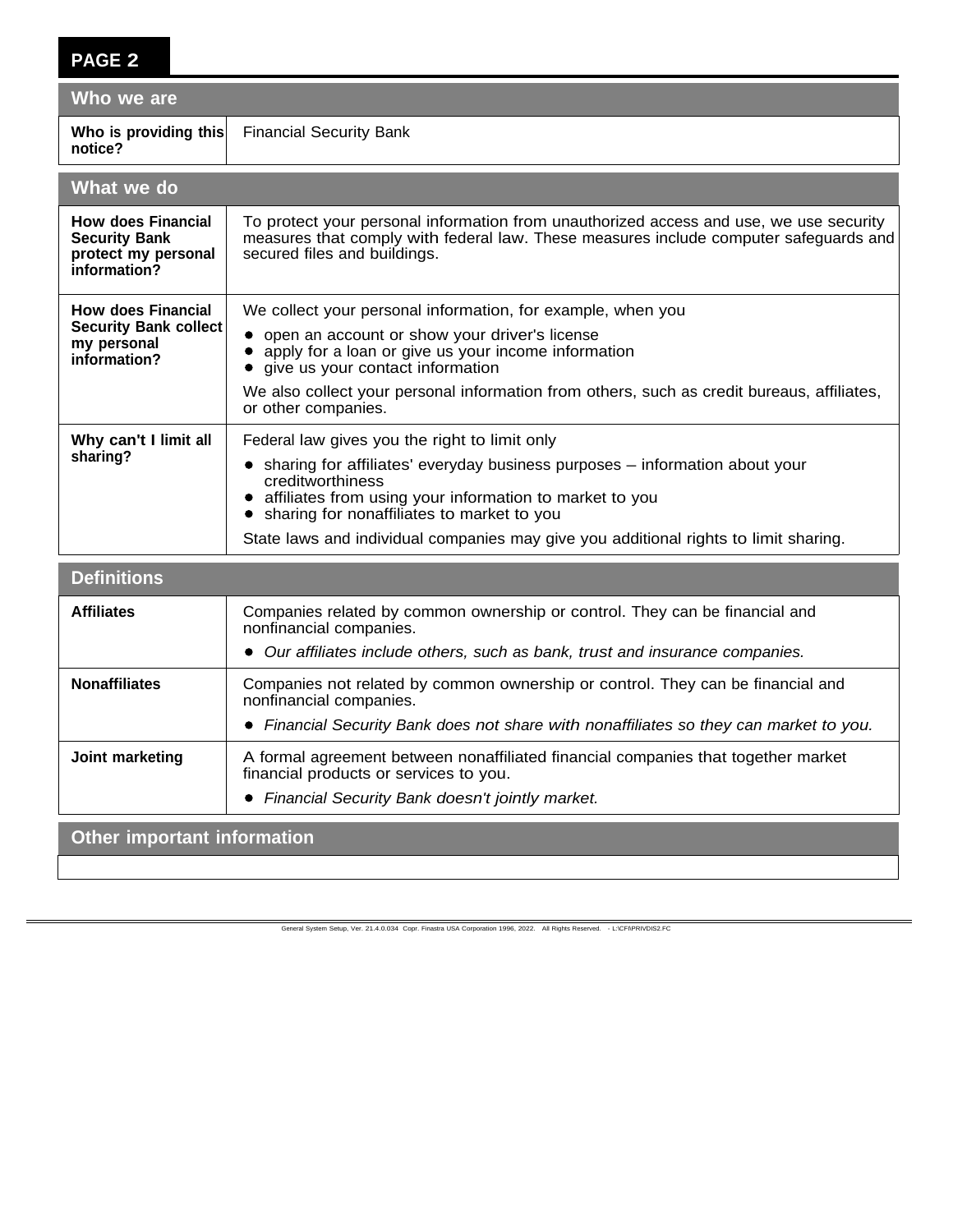## Who we are

| | |
|---|---|
| **Who is providing this notice?** | Financial Security Bank |

## What we do

| | |
|---|---|
| **How does Financial Security Bank protect my personal information?** | To protect your personal information from unauthorized access and use, we use security measures that comply with federal law. These measures include computer safeguards and secured files and buildings. |
| **How does Financial Security Bank collect my personal information?** | We collect your personal information, for example, when you<br>• open an account or show your driver's license<br>• apply for a loan or give us your income information<br>• give us your contact information<br>We also collect your personal information from others, such as credit bureaus, affiliates, or other companies. |
| **Why can't I limit all sharing?** | Federal law gives you the right to limit only<br>• sharing for affiliates' everyday business purposes – information about your creditworthiness<br>• affiliates from using your information to market to you<br>• sharing for nonaffiliates to market to you<br>State laws and individual companies may give you additional rights to limit sharing. |

## Definitions

| | |
|---|---|
| **Affiliates** | Companies related by common ownership or control. They can be financial and nonfinancial companies.<br>• *Our affiliates include others, such as bank, trust and insurance companies.* |
| **Nonaffiliates** | Companies not related by common ownership or control. They can be financial and nonfinancial companies.<br>• *Financial Security Bank does not share with nonaffiliates so they can market to you.* |
| **Joint marketing** | A formal agreement between nonaffiliated financial companies that together market financial products or services to you.<br>• *Financial Security Bank doesn't jointly market.* |

## Other important information